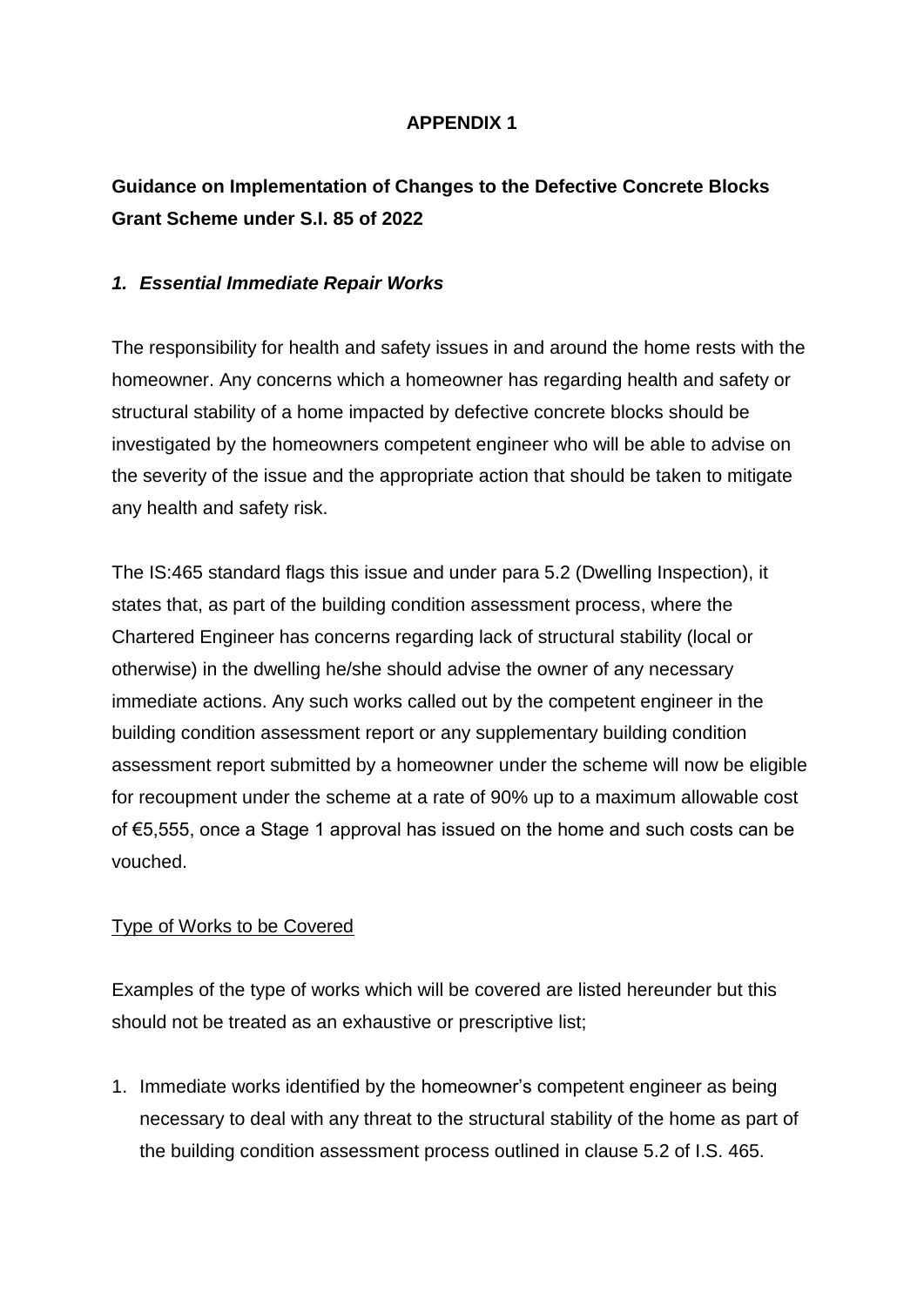**APPENDIX 1**

## Guidance on Implementation of Changes to the Defective Concrete Blocks Grant Scheme under S.I. 85 of 2022

### *1. Essential Immediate Repair Works*

The responsibility for health and safety issues in and around the home rests with the homeowner. Any concerns which a homeowner has regarding health and safety or structural stability of a home impacted by defective concrete blocks should be investigated by the homeowners competent engineer who will be able to advise on the severity of the issue and the appropriate action that should be taken to mitigate any health and safety risk.

The IS:465 standard flags this issue and under para 5.2 (Dwelling Inspection), it states that, as part of the building condition assessment process, where the Chartered Engineer has concerns regarding lack of structural stability (local or otherwise) in the dwelling he/she should advise the owner of any necessary immediate actions. Any such works called out by the competent engineer in the building condition assessment report or any supplementary building condition assessment report submitted by a homeowner under the scheme will now be eligible for recoupment under the scheme at a rate of 90% up to a maximum allowable cost of €5,555, once a Stage 1 approval has issued on the home and such costs can be vouched.

<u>Type of Works to be Covered</u>

Examples of the type of works which will be covered are listed hereunder but this should not be treated as an exhaustive or prescriptive list;

1. Immediate works identified by the homeowner's competent engineer as being necessary to deal with any threat to the structural stability of the home as part of the building condition assessment process outlined in clause 5.2 of I.S. 465.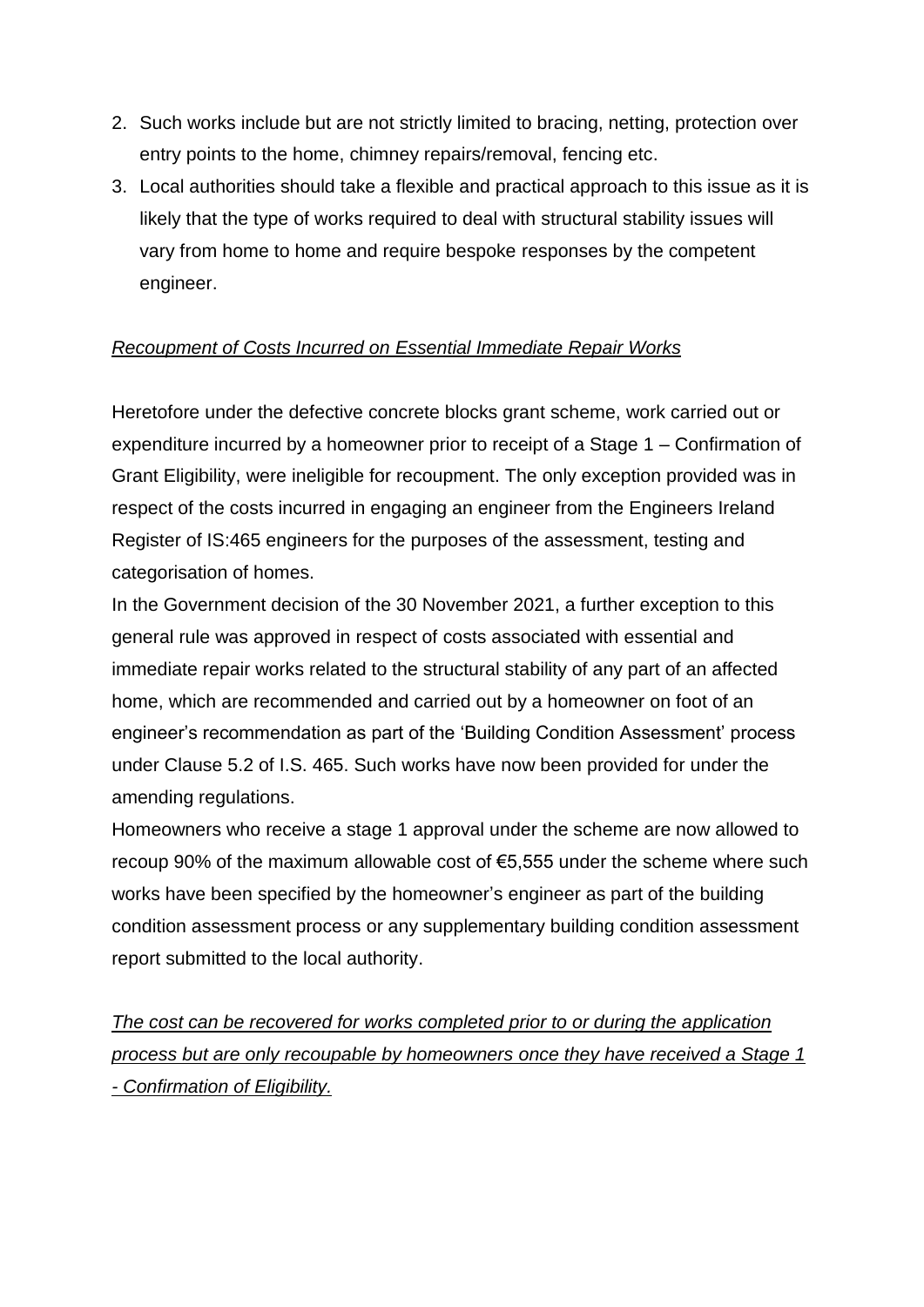2. Such works include but are not strictly limited to bracing, netting, protection over entry points to the home, chimney repairs/removal, fencing etc.
3. Local authorities should take a flexible and practical approach to this issue as it is likely that the type of works required to deal with structural stability issues will vary from home to home and require bespoke responses by the competent engineer.

*<u>Recoupment of Costs Incurred on Essential Immediate Repair Works</u>*

Heretofore under the defective concrete blocks grant scheme, work carried out or expenditure incurred by a homeowner prior to receipt of a Stage 1 – Confirmation of Grant Eligibility, were ineligible for recoupment. The only exception provided was in respect of the costs incurred in engaging an engineer from the Engineers Ireland Register of IS:465 engineers for the purposes of the assessment, testing and categorisation of homes.

In the Government decision of the 30 November 2021, a further exception to this general rule was approved in respect of costs associated with essential and immediate repair works related to the structural stability of any part of an affected home, which are recommended and carried out by a homeowner on foot of an engineer's recommendation as part of the 'Building Condition Assessment' process under Clause 5.2 of I.S. 465. Such works have now been provided for under the amending regulations.

Homeowners who receive a stage 1 approval under the scheme are now allowed to recoup 90% of the maximum allowable cost of €5,555 under the scheme where such works have been specified by the homeowner's engineer as part of the building condition assessment process or any supplementary building condition assessment report submitted to the local authority.

*<u>The cost can be recovered for works completed prior to or during the application process but are only recoupable by homeowners once they have received a Stage 1 - Confirmation of Eligibility.</u>*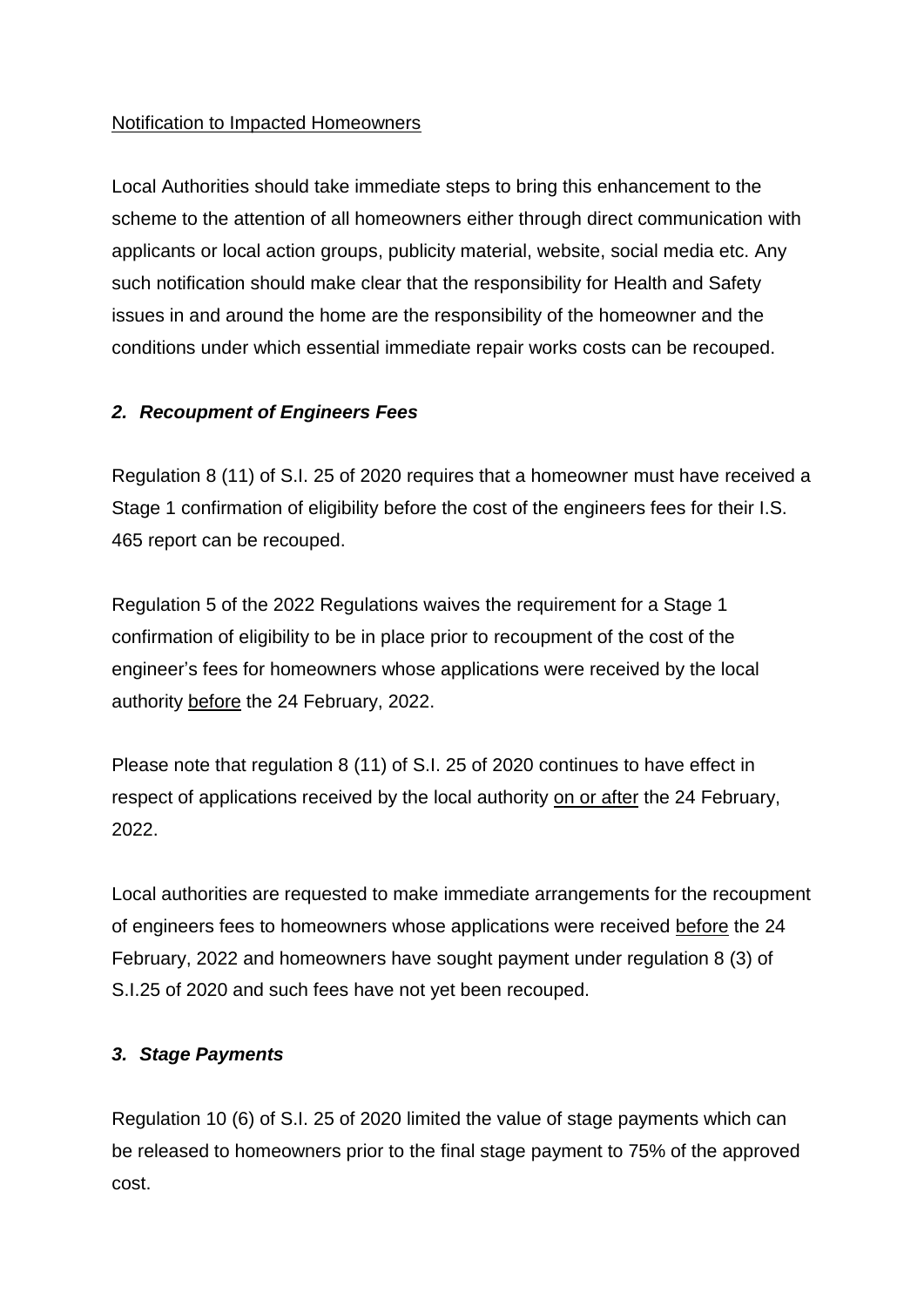<u>Notification to Impacted Homeowners</u>

Local Authorities should take immediate steps to bring this enhancement to the scheme to the attention of all homeowners either through direct communication with applicants or local action groups, publicity material, website, social media etc. Any such notification should make clear that the responsibility for Health and Safety issues in and around the home are the responsibility of the homeowner and the conditions under which essential immediate repair works costs can be recouped.

### *2. Recoupment of Engineers Fees*

Regulation 8 (11) of S.I. 25 of 2020 requires that a homeowner must have received a Stage 1 confirmation of eligibility before the cost of the engineers fees for their I.S. 465 report can be recouped.

Regulation 5 of the 2022 Regulations waives the requirement for a Stage 1 confirmation of eligibility to be in place prior to recoupment of the cost of the engineer's fees for homeowners whose applications were received by the local authority <u>before</u> the 24 February, 2022.

Please note that regulation 8 (11) of S.I. 25 of 2020 continues to have effect in respect of applications received by the local authority <u>on or after</u> the 24 February, 2022.

Local authorities are requested to make immediate arrangements for the recoupment of engineers fees to homeowners whose applications were received <u>before</u> the 24 February, 2022 and homeowners have sought payment under regulation 8 (3) of S.I.25 of 2020 and such fees have not yet been recouped.

### *3. Stage Payments*

Regulation 10 (6) of S.I. 25 of 2020 limited the value of stage payments which can be released to homeowners prior to the final stage payment to 75% of the approved cost.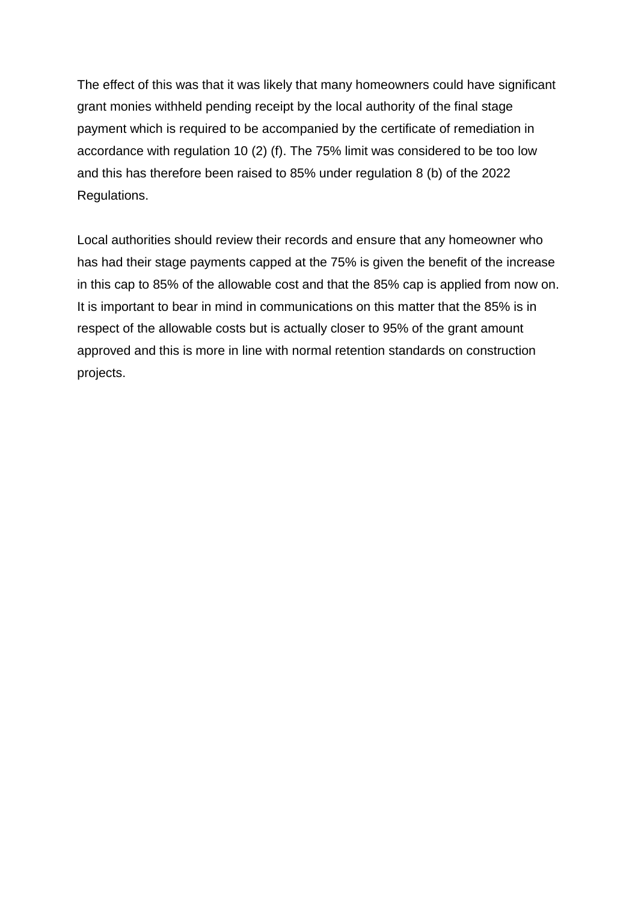The effect of this was that it was likely that many homeowners could have significant grant monies withheld pending receipt by the local authority of the final stage payment which is required to be accompanied by the certificate of remediation in accordance with regulation 10 (2) (f). The 75% limit was considered to be too low and this has therefore been raised to 85% under regulation 8 (b) of the 2022 Regulations.

Local authorities should review their records and ensure that any homeowner who has had their stage payments capped at the 75% is given the benefit of the increase in this cap to 85% of the allowable cost and that the 85% cap is applied from now on. It is important to bear in mind in communications on this matter that the 85% is in respect of the allowable costs but is actually closer to 95% of the grant amount approved and this is more in line with normal retention standards on construction projects.